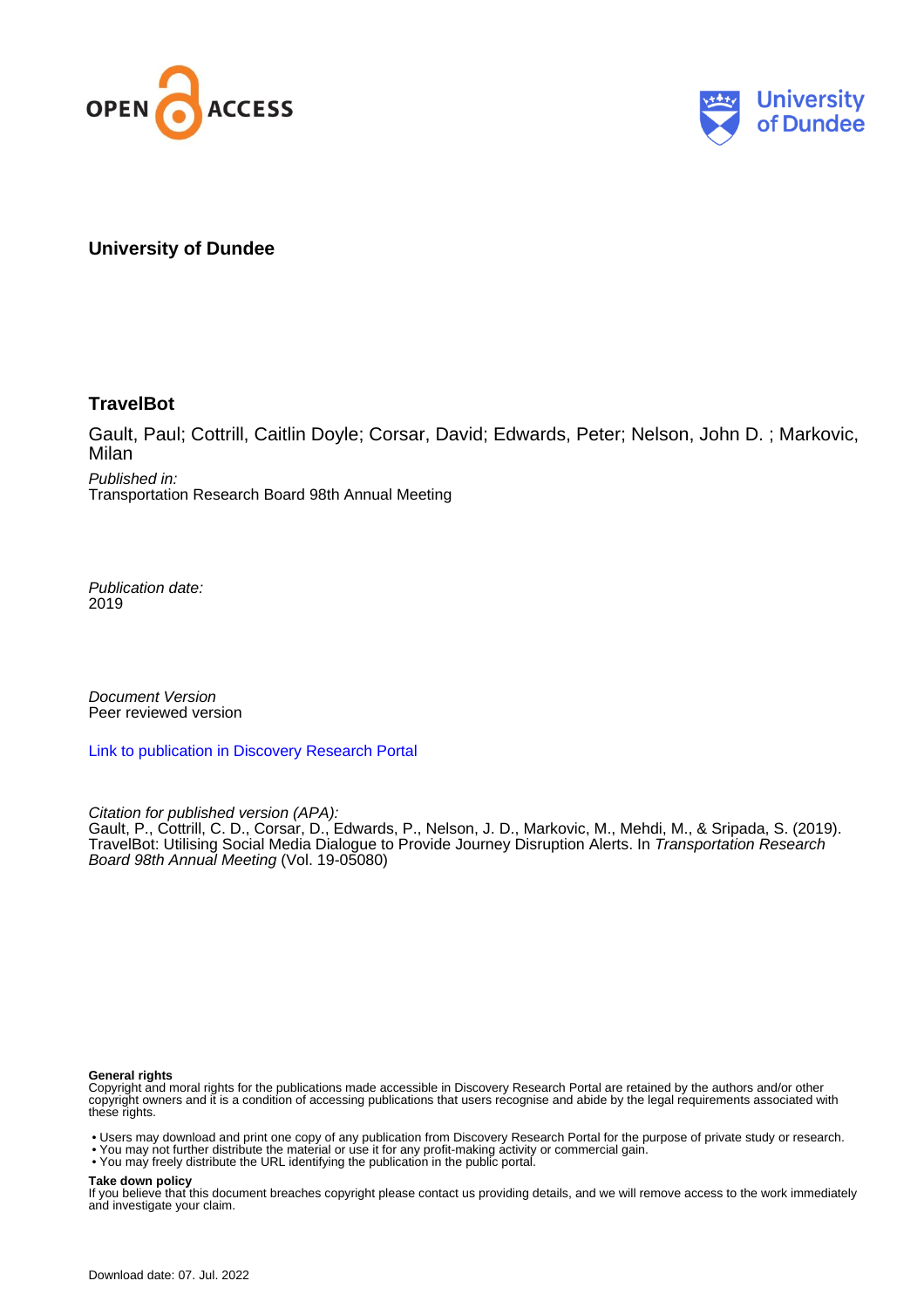University of Dundee

# TravelBot

Gault, Paul; Cottrill, Caitlin Doyle; Corsar, David; Edwards, Peter; Nelson, John D. ; Markovic, Milan

*Published in:*
Transportation Research Board 98th Annual Meeting

*Publication date:*
2019

*Document Version*
Peer reviewed version

[Link to publication in Discovery Research Portal]

*Citation for published version (APA):*
Gault, P., Cottrill, C. D., Corsar, D., Edwards, P., Nelson, J. D., Markovic, M., Mehdi, M., & Sripada, S. (2019). TravelBot: Utilising Social Media Dialogue to Provide Journey Disruption Alerts. In *Transportation Research Board 98th Annual Meeting* (Vol. 19-05080)

**General rights**
Copyright and moral rights for the publications made accessible in Discovery Research Portal are retained by the authors and/or other copyright owners and it is a condition of accessing publications that users recognise and abide by the legal requirements associated with these rights.

- Users may download and print one copy of any publication from Discovery Research Portal for the purpose of private study or research.
- You may not further distribute the material or use it for any profit-making activity or commercial gain.
- You may freely distribute the URL identifying the publication in the public portal.

**Take down policy**
If you believe that this document breaches copyright please contact us providing details, and we will remove access to the work immediately and investigate your claim.

Download date: 07. Jul. 2022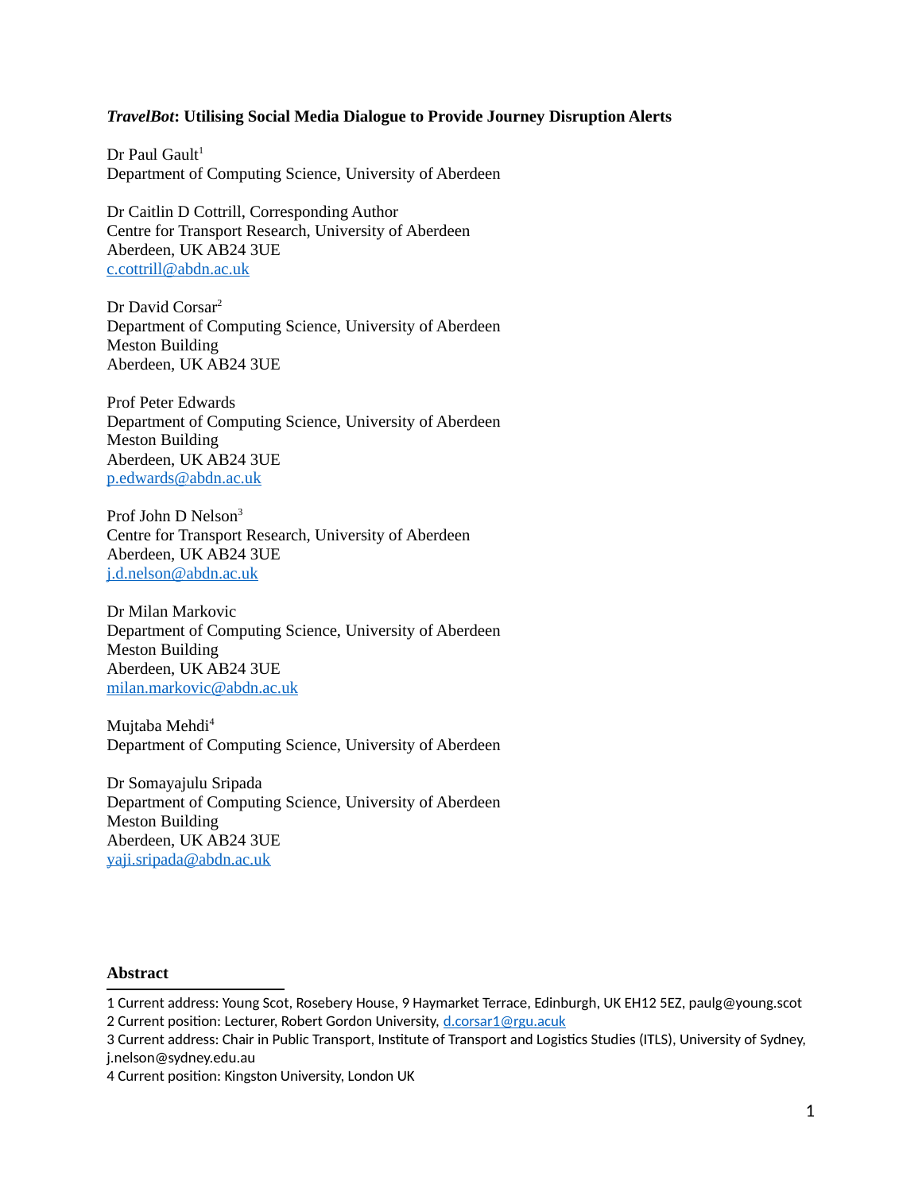***TravelBot*: Utilising Social Media Dialogue to Provide Journey Disruption Alerts**

Dr Paul Gault[1]
Department of Computing Science, University of Aberdeen

Dr Caitlin D Cottrill, Corresponding Author
Centre for Transport Research, University of Aberdeen
Aberdeen, UK AB24 3UE
c.cottrill@abdn.ac.uk

Dr David Corsar[2]
Department of Computing Science, University of Aberdeen
Meston Building
Aberdeen, UK AB24 3UE

Prof Peter Edwards
Department of Computing Science, University of Aberdeen
Meston Building
Aberdeen, UK AB24 3UE
p.edwards@abdn.ac.uk

Prof John D Nelson[3]
Centre for Transport Research, University of Aberdeen
Aberdeen, UK AB24 3UE
j.d.nelson@abdn.ac.uk

Dr Milan Markovic
Department of Computing Science, University of Aberdeen
Meston Building
Aberdeen, UK AB24 3UE
milan.markovic@abdn.ac.uk

Mujtaba Mehdi[4]
Department of Computing Science, University of Aberdeen

Dr Somayajulu Sripada
Department of Computing Science, University of Aberdeen
Meston Building
Aberdeen, UK AB24 3UE
yaji.sripada@abdn.ac.uk

**Abstract**

1 Current address: Young Scot, Rosebery House, 9 Haymarket Terrace, Edinburgh, UK EH12 5EZ, paulg@young.scot
2 Current position: Lecturer, Robert Gordon University, d.corsar1@rgu.acuk
3 Current address: Chair in Public Transport, Institute of Transport and Logistics Studies (ITLS), University of Sydney, j.nelson@sydney.edu.au
4 Current position: Kingston University, London UK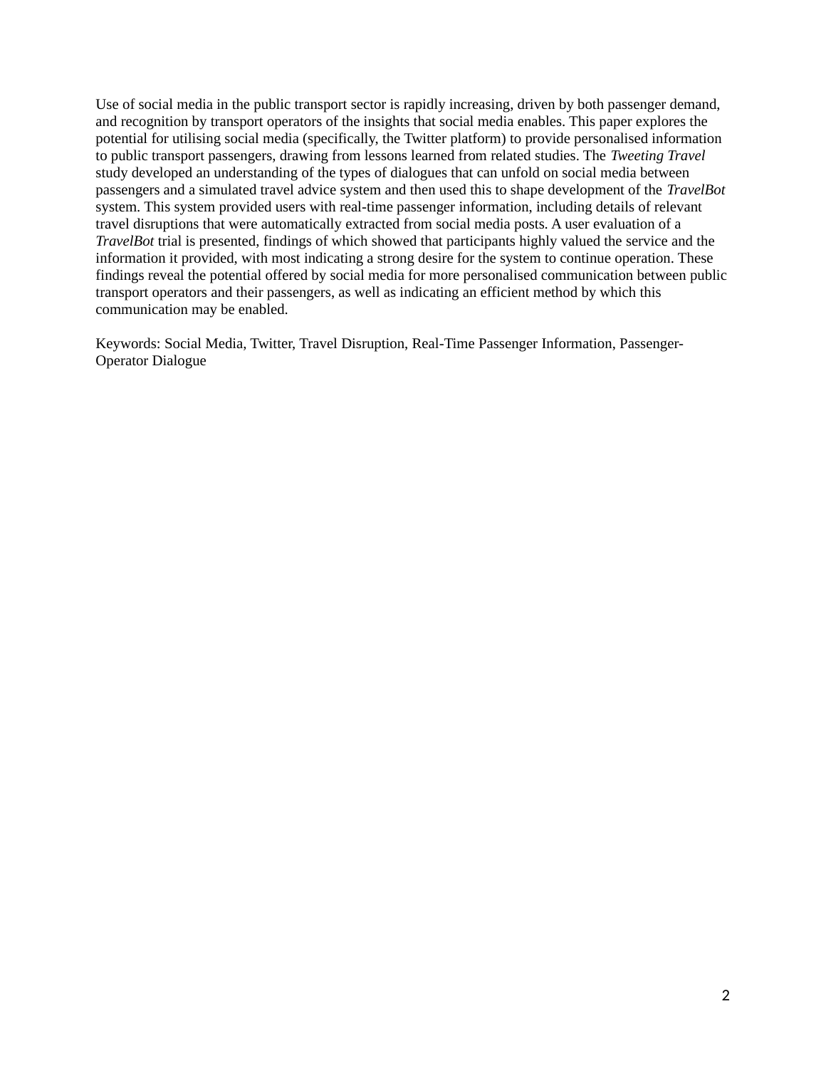Use of social media in the public transport sector is rapidly increasing, driven by both passenger demand, and recognition by transport operators of the insights that social media enables. This paper explores the potential for utilising social media (specifically, the Twitter platform) to provide personalised information to public transport passengers, drawing from lessons learned from related studies. The *Tweeting Travel* study developed an understanding of the types of dialogues that can unfold on social media between passengers and a simulated travel advice system and then used this to shape development of the *TravelBot* system. This system provided users with real-time passenger information, including details of relevant travel disruptions that were automatically extracted from social media posts. A user evaluation of a *TravelBot* trial is presented, findings of which showed that participants highly valued the service and the information it provided, with most indicating a strong desire for the system to continue operation. These findings reveal the potential offered by social media for more personalised communication between public transport operators and their passengers, as well as indicating an efficient method by which this communication may be enabled.

Keywords: Social Media, Twitter, Travel Disruption, Real-Time Passenger Information, Passenger-Operator Dialogue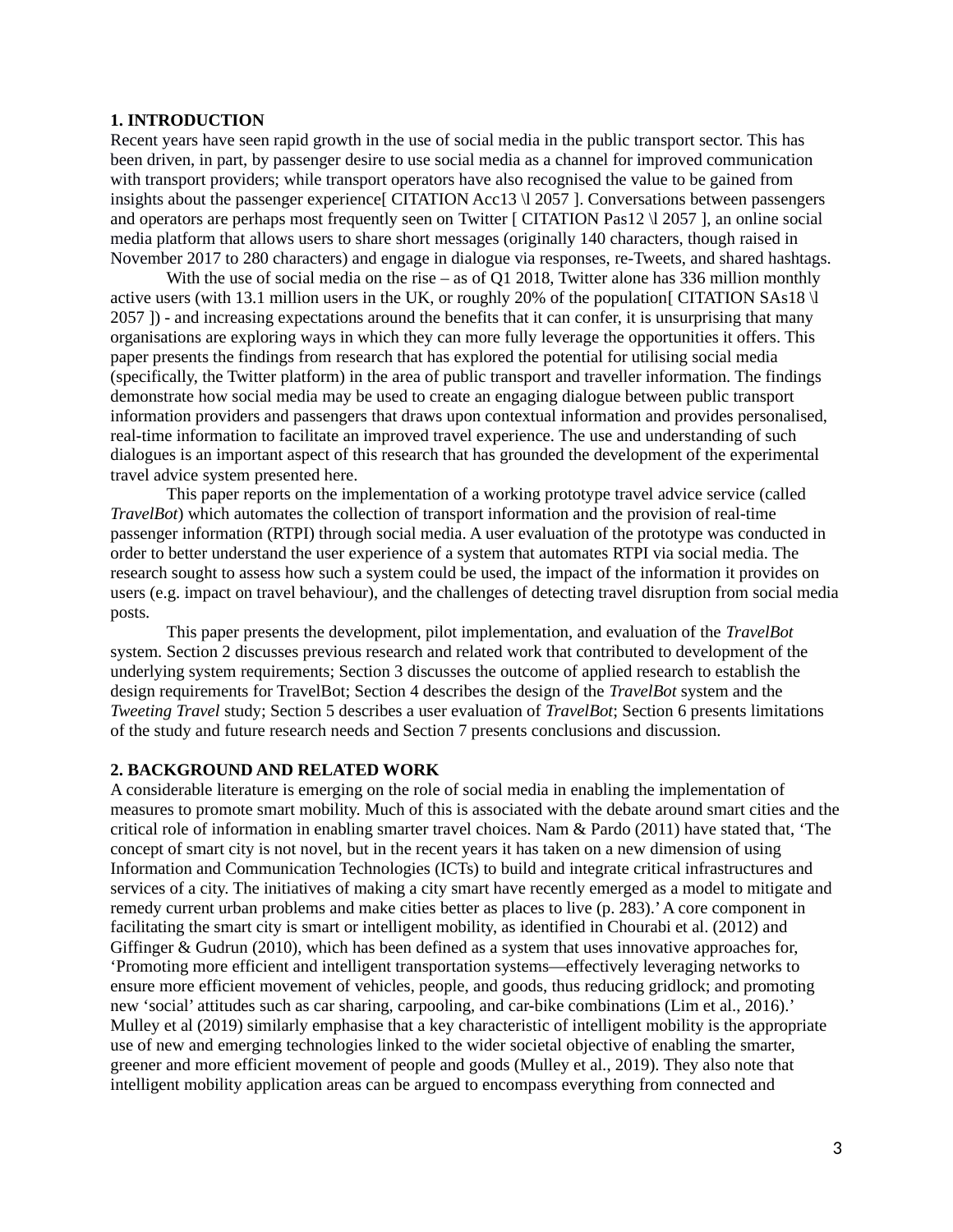## 1. INTRODUCTION

Recent years have seen rapid growth in the use of social media in the public transport sector. This has been driven, in part, by passenger desire to use social media as a channel for improved communication with transport providers; while transport operators have also recognised the value to be gained from insights about the passenger experience[ CITATION Acc13 \l 2057 ]. Conversations between passengers and operators are perhaps most frequently seen on Twitter [ CITATION Pas12 \l 2057 ], an online social media platform that allows users to share short messages (originally 140 characters, though raised in November 2017 to 280 characters) and engage in dialogue via responses, re-Tweets, and shared hashtags.

With the use of social media on the rise – as of Q1 2018, Twitter alone has 336 million monthly active users (with 13.1 million users in the UK, or roughly 20% of the population[ CITATION SAs18 \l 2057 ]) - and increasing expectations around the benefits that it can confer, it is unsurprising that many organisations are exploring ways in which they can more fully leverage the opportunities it offers. This paper presents the findings from research that has explored the potential for utilising social media (specifically, the Twitter platform) in the area of public transport and traveller information. The findings demonstrate how social media may be used to create an engaging dialogue between public transport information providers and passengers that draws upon contextual information and provides personalised, real-time information to facilitate an improved travel experience. The use and understanding of such dialogues is an important aspect of this research that has grounded the development of the experimental travel advice system presented here.

This paper reports on the implementation of a working prototype travel advice service (called *TravelBot*) which automates the collection of transport information and the provision of real-time passenger information (RTPI) through social media. A user evaluation of the prototype was conducted in order to better understand the user experience of a system that automates RTPI via social media. The research sought to assess how such a system could be used, the impact of the information it provides on users (e.g. impact on travel behaviour), and the challenges of detecting travel disruption from social media posts.

This paper presents the development, pilot implementation, and evaluation of the *TravelBot* system. Section 2 discusses previous research and related work that contributed to development of the underlying system requirements; Section 3 discusses the outcome of applied research to establish the design requirements for TravelBot; Section 4 describes the design of the *TravelBot* system and the *Tweeting Travel* study; Section 5 describes a user evaluation of *TravelBot*; Section 6 presents limitations of the study and future research needs and Section 7 presents conclusions and discussion.

## 2. BACKGROUND AND RELATED WORK

A considerable literature is emerging on the role of social media in enabling the implementation of measures to promote smart mobility. Much of this is associated with the debate around smart cities and the critical role of information in enabling smarter travel choices. Nam & Pardo (2011) have stated that, 'The concept of smart city is not novel, but in the recent years it has taken on a new dimension of using Information and Communication Technologies (ICTs) to build and integrate critical infrastructures and services of a city. The initiatives of making a city smart have recently emerged as a model to mitigate and remedy current urban problems and make cities better as places to live (p. 283).' A core component in facilitating the smart city is smart or intelligent mobility, as identified in Chourabi et al. (2012) and Giffinger & Gudrun (2010), which has been defined as a system that uses innovative approaches for, 'Promoting more efficient and intelligent transportation systems—effectively leveraging networks to ensure more efficient movement of vehicles, people, and goods, thus reducing gridlock; and promoting new 'social' attitudes such as car sharing, carpooling, and car-bike combinations (Lim et al., 2016).' Mulley et al (2019) similarly emphasise that a key characteristic of intelligent mobility is the appropriate use of new and emerging technologies linked to the wider societal objective of enabling the smarter, greener and more efficient movement of people and goods (Mulley et al., 2019). They also note that intelligent mobility application areas can be argued to encompass everything from connected and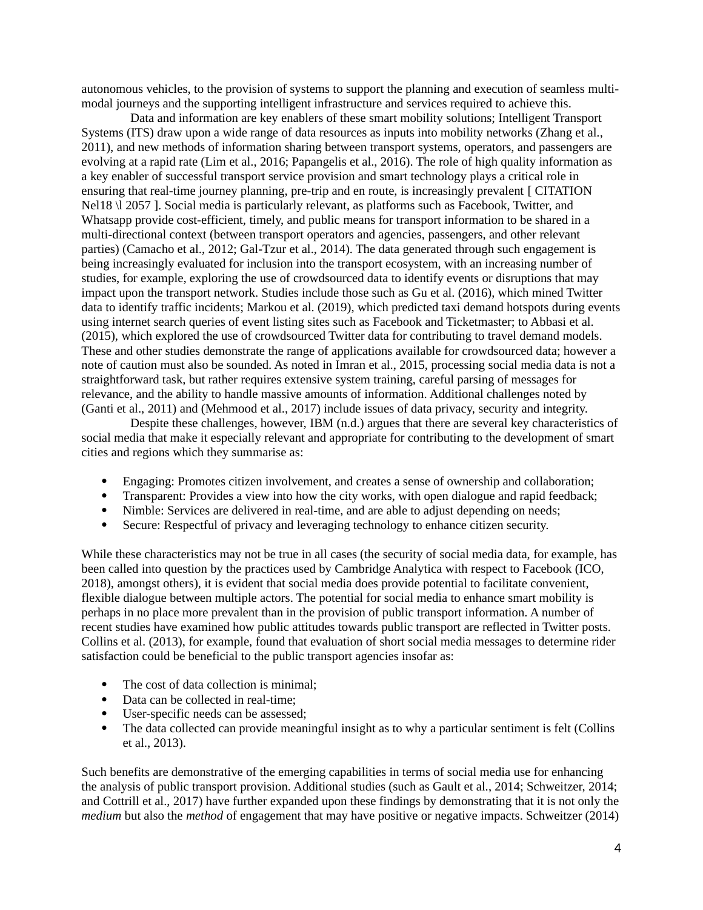autonomous vehicles, to the provision of systems to support the planning and execution of seamless multi-modal journeys and the supporting intelligent infrastructure and services required to achieve this.

Data and information are key enablers of these smart mobility solutions; Intelligent Transport Systems (ITS) draw upon a wide range of data resources as inputs into mobility networks (Zhang et al., 2011), and new methods of information sharing between transport systems, operators, and passengers are evolving at a rapid rate (Lim et al., 2016; Papangelis et al., 2016). The role of high quality information as a key enabler of successful transport service provision and smart technology plays a critical role in ensuring that real-time journey planning, pre-trip and en route, is increasingly prevalent [ CITATION Nel18 \l 2057 ]. Social media is particularly relevant, as platforms such as Facebook, Twitter, and Whatsapp provide cost-efficient, timely, and public means for transport information to be shared in a multi-directional context (between transport operators and agencies, passengers, and other relevant parties) (Camacho et al., 2012; Gal-Tzur et al., 2014). The data generated through such engagement is being increasingly evaluated for inclusion into the transport ecosystem, with an increasing number of studies, for example, exploring the use of crowdsourced data to identify events or disruptions that may impact upon the transport network. Studies include those such as Gu et al. (2016), which mined Twitter data to identify traffic incidents; Markou et al. (2019), which predicted taxi demand hotspots during events using internet search queries of event listing sites such as Facebook and Ticketmaster; to Abbasi et al. (2015), which explored the use of crowdsourced Twitter data for contributing to travel demand models. These and other studies demonstrate the range of applications available for crowdsourced data; however a note of caution must also be sounded. As noted in Imran et al., 2015, processing social media data is not a straightforward task, but rather requires extensive system training, careful parsing of messages for relevance, and the ability to handle massive amounts of information. Additional challenges noted by (Ganti et al., 2011) and (Mehmood et al., 2017) include issues of data privacy, security and integrity.

Despite these challenges, however, IBM (n.d.) argues that there are several key characteristics of social media that make it especially relevant and appropriate for contributing to the development of smart cities and regions which they summarise as:

- Engaging: Promotes citizen involvement, and creates a sense of ownership and collaboration;
- Transparent: Provides a view into how the city works, with open dialogue and rapid feedback;
- Nimble: Services are delivered in real-time, and are able to adjust depending on needs;
- Secure: Respectful of privacy and leveraging technology to enhance citizen security.

While these characteristics may not be true in all cases (the security of social media data, for example, has been called into question by the practices used by Cambridge Analytica with respect to Facebook (ICO, 2018), amongst others), it is evident that social media does provide potential to facilitate convenient, flexible dialogue between multiple actors. The potential for social media to enhance smart mobility is perhaps in no place more prevalent than in the provision of public transport information. A number of recent studies have examined how public attitudes towards public transport are reflected in Twitter posts. Collins et al. (2013), for example, found that evaluation of short social media messages to determine rider satisfaction could be beneficial to the public transport agencies insofar as:

- The cost of data collection is minimal;
- Data can be collected in real-time;
- User-specific needs can be assessed;
- The data collected can provide meaningful insight as to why a particular sentiment is felt (Collins et al., 2013).

Such benefits are demonstrative of the emerging capabilities in terms of social media use for enhancing the analysis of public transport provision. Additional studies (such as Gault et al., 2014; Schweitzer, 2014; and Cottrill et al., 2017) have further expanded upon these findings by demonstrating that it is not only the *medium* but also the *method* of engagement that may have positive or negative impacts. Schweitzer (2014)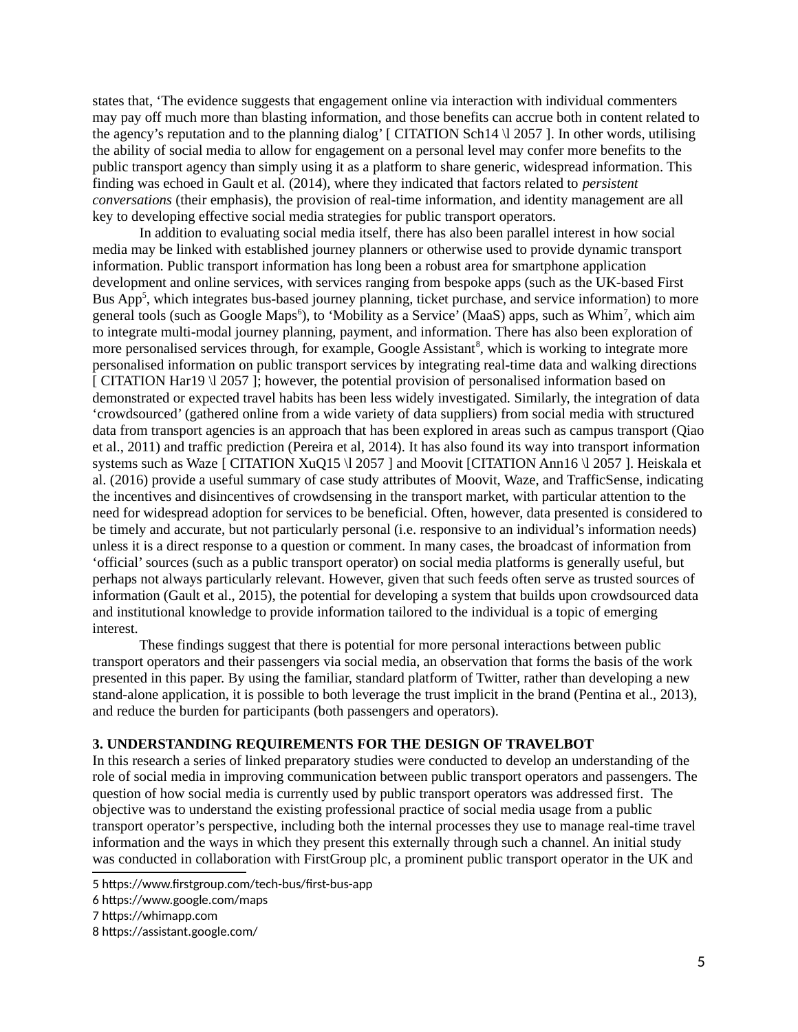states that, 'The evidence suggests that engagement online via interaction with individual commenters may pay off much more than blasting information, and those benefits can accrue both in content related to the agency's reputation and to the planning dialog' [ CITATION Sch14 \l 2057 ]. In other words, utilising the ability of social media to allow for engagement on a personal level may confer more benefits to the public transport agency than simply using it as a platform to share generic, widespread information. This finding was echoed in Gault et al. (2014), where they indicated that factors related to *persistent conversations* (their emphasis), the provision of real-time information, and identity management are all key to developing effective social media strategies for public transport operators.

In addition to evaluating social media itself, there has also been parallel interest in how social media may be linked with established journey planners or otherwise used to provide dynamic transport information. Public transport information has long been a robust area for smartphone application development and online services, with services ranging from bespoke apps (such as the UK-based First Bus App[5], which integrates bus-based journey planning, ticket purchase, and service information) to more general tools (such as Google Maps[6]), to 'Mobility as a Service' (MaaS) apps, such as Whim[7], which aim to integrate multi-modal journey planning, payment, and information. There has also been exploration of more personalised services through, for example, Google Assistant[8], which is working to integrate more personalised information on public transport services by integrating real-time data and walking directions [ CITATION Har19 \l 2057 ]; however, the potential provision of personalised information based on demonstrated or expected travel habits has been less widely investigated. Similarly, the integration of data 'crowdsourced' (gathered online from a wide variety of data suppliers) from social media with structured data from transport agencies is an approach that has been explored in areas such as campus transport (Qiao et al., 2011) and traffic prediction (Pereira et al, 2014). It has also found its way into transport information systems such as Waze [ CITATION XuQ15 \l 2057 ] and Moovit [CITATION Ann16 \l 2057 ]. Heiskala et al. (2016) provide a useful summary of case study attributes of Moovit, Waze, and TrafficSense, indicating the incentives and disincentives of crowdsensing in the transport market, with particular attention to the need for widespread adoption for services to be beneficial. Often, however, data presented is considered to be timely and accurate, but not particularly personal (i.e. responsive to an individual's information needs) unless it is a direct response to a question or comment. In many cases, the broadcast of information from 'official' sources (such as a public transport operator) on social media platforms is generally useful, but perhaps not always particularly relevant. However, given that such feeds often serve as trusted sources of information (Gault et al., 2015), the potential for developing a system that builds upon crowdsourced data and institutional knowledge to provide information tailored to the individual is a topic of emerging interest.

These findings suggest that there is potential for more personal interactions between public transport operators and their passengers via social media, an observation that forms the basis of the work presented in this paper. By using the familiar, standard platform of Twitter, rather than developing a new stand-alone application, it is possible to both leverage the trust implicit in the brand (Pentina et al., 2013), and reduce the burden for participants (both passengers and operators).

## 3. UNDERSTANDING REQUIREMENTS FOR THE DESIGN OF TRAVELBOT

In this research a series of linked preparatory studies were conducted to develop an understanding of the role of social media in improving communication between public transport operators and passengers. The question of how social media is currently used by public transport operators was addressed first. The objective was to understand the existing professional practice of social media usage from a public transport operator's perspective, including both the internal processes they use to manage real-time travel information and the ways in which they present this externally through such a channel. An initial study was conducted in collaboration with FirstGroup plc, a prominent public transport operator in the UK and

5 https://www.firstgroup.com/tech-bus/first-bus-app

6 https://www.google.com/maps

7 https://whimapp.com

8 https://assistant.google.com/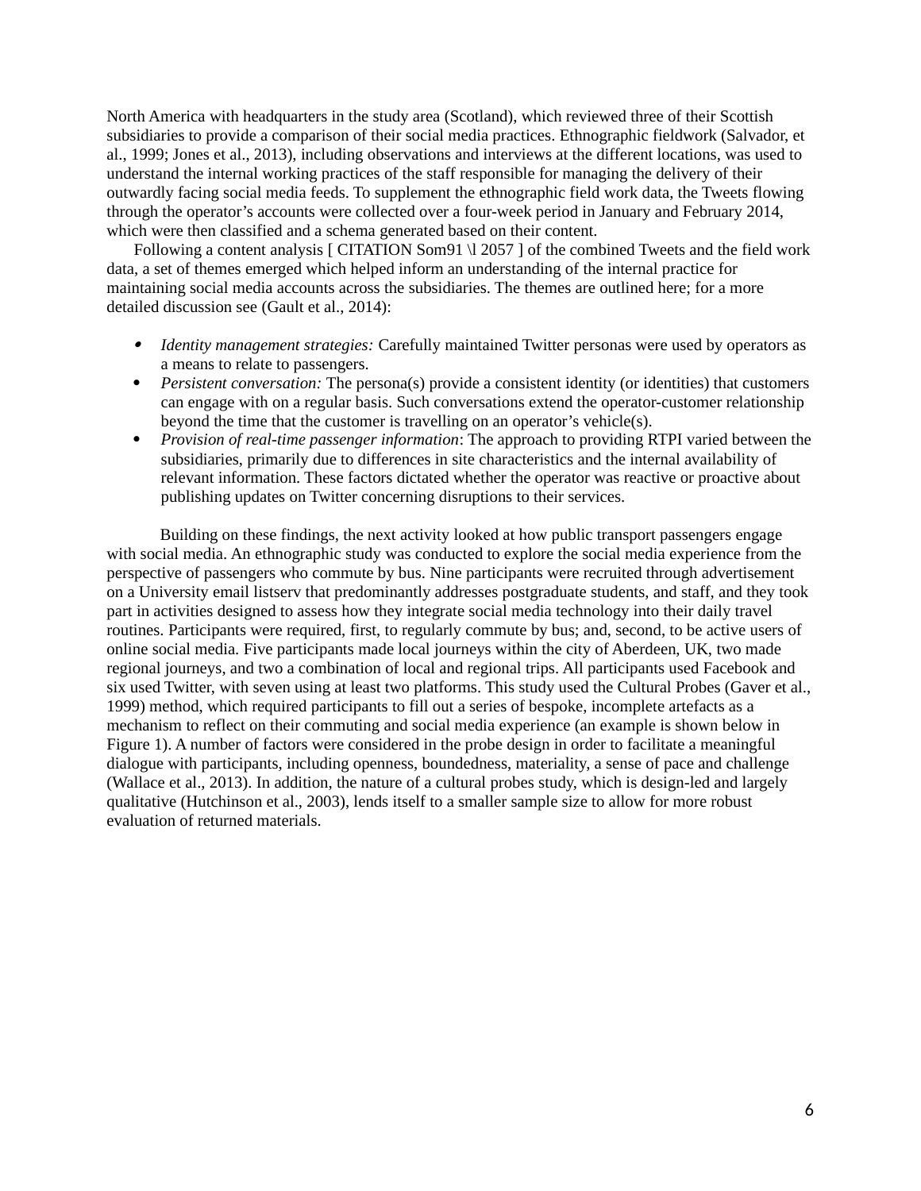North America with headquarters in the study area (Scotland), which reviewed three of their Scottish subsidiaries to provide a comparison of their social media practices. Ethnographic fieldwork (Salvador, et al., 1999; Jones et al., 2013), including observations and interviews at the different locations, was used to understand the internal working practices of the staff responsible for managing the delivery of their outwardly facing social media feeds. To supplement the ethnographic field work data, the Tweets flowing through the operator's accounts were collected over a four-week period in January and February 2014, which were then classified and a schema generated based on their content.

Following a content analysis [ CITATION Som91 \l 2057 ] of the combined Tweets and the field work data, a set of themes emerged which helped inform an understanding of the internal practice for maintaining social media accounts across the subsidiaries. The themes are outlined here; for a more detailed discussion see (Gault et al., 2014):

- *Identity management strategies:* Carefully maintained Twitter personas were used by operators as a means to relate to passengers.
- *Persistent conversation:* The persona(s) provide a consistent identity (or identities) that customers can engage with on a regular basis. Such conversations extend the operator-customer relationship beyond the time that the customer is travelling on an operator's vehicle(s).
- *Provision of real-time passenger information*: The approach to providing RTPI varied between the subsidiaries, primarily due to differences in site characteristics and the internal availability of relevant information. These factors dictated whether the operator was reactive or proactive about publishing updates on Twitter concerning disruptions to their services.

Building on these findings, the next activity looked at how public transport passengers engage with social media. An ethnographic study was conducted to explore the social media experience from the perspective of passengers who commute by bus. Nine participants were recruited through advertisement on a University email listserv that predominantly addresses postgraduate students, and staff, and they took part in activities designed to assess how they integrate social media technology into their daily travel routines. Participants were required, first, to regularly commute by bus; and, second, to be active users of online social media. Five participants made local journeys within the city of Aberdeen, UK, two made regional journeys, and two a combination of local and regional trips. All participants used Facebook and six used Twitter, with seven using at least two platforms. This study used the Cultural Probes (Gaver et al., 1999) method, which required participants to fill out a series of bespoke, incomplete artefacts as a mechanism to reflect on their commuting and social media experience (an example is shown below in Figure 1). A number of factors were considered in the probe design in order to facilitate a meaningful dialogue with participants, including openness, boundedness, materiality, a sense of pace and challenge (Wallace et al., 2013). In addition, the nature of a cultural probes study, which is design-led and largely qualitative (Hutchinson et al., 2003), lends itself to a smaller sample size to allow for more robust evaluation of returned materials.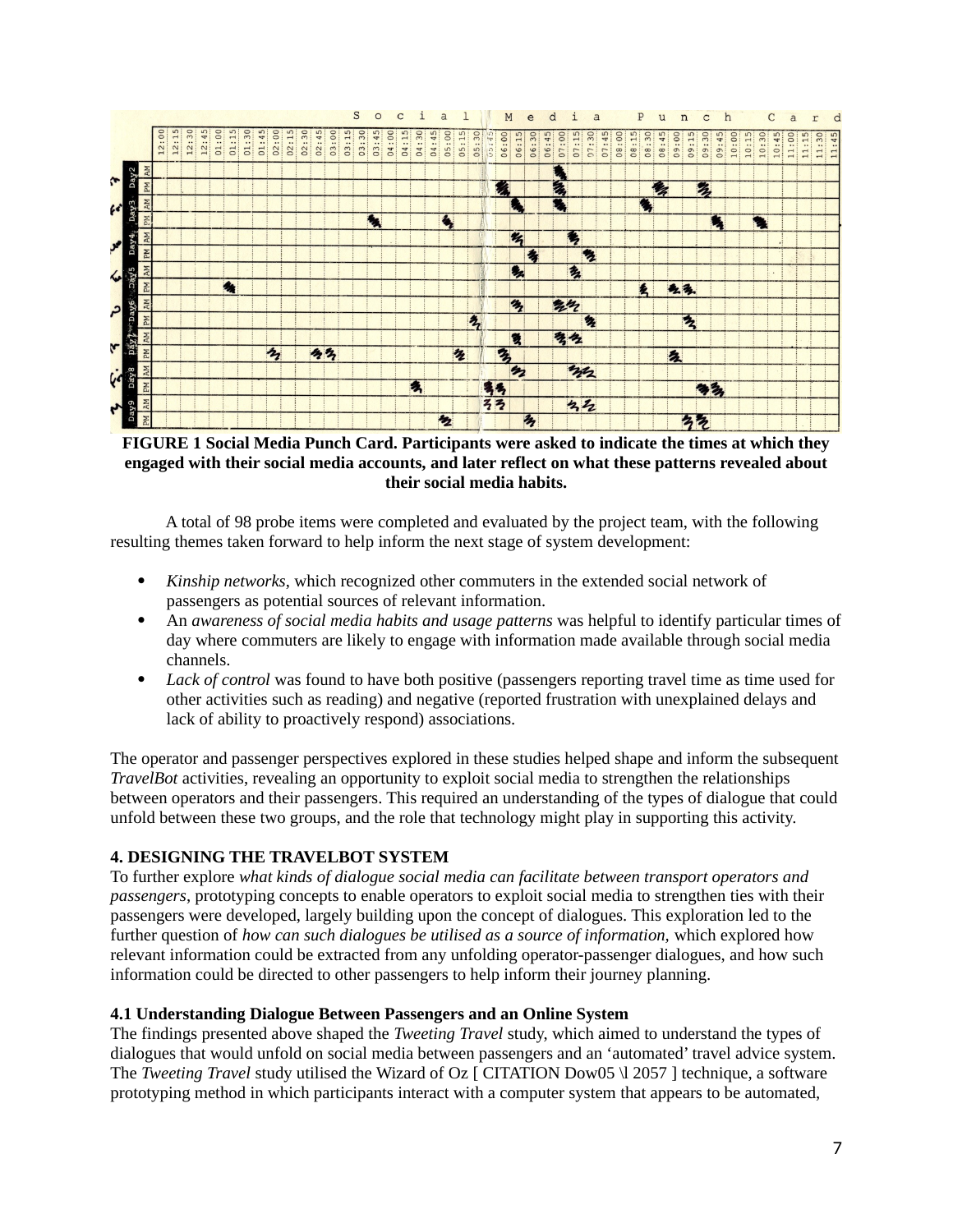**FIGURE 1 Social Media Punch Card. Participants were asked to indicate the times at which they engaged with their social media accounts, and later reflect on what these patterns revealed about their social media habits.**

A total of 98 probe items were completed and evaluated by the project team, with the following resulting themes taken forward to help inform the next stage of system development:

- *Kinship networks*, which recognized other commuters in the extended social network of passengers as potential sources of relevant information.
- An *awareness of social media habits and usage patterns* was helpful to identify particular times of day where commuters are likely to engage with information made available through social media channels.
- *Lack of control* was found to have both positive (passengers reporting travel time as time used for other activities such as reading) and negative (reported frustration with unexplained delays and lack of ability to proactively respond) associations.

The operator and passenger perspectives explored in these studies helped shape and inform the subsequent *TravelBot* activities, revealing an opportunity to exploit social media to strengthen the relationships between operators and their passengers. This required an understanding of the types of dialogue that could unfold between these two groups, and the role that technology might play in supporting this activity.

## 4. DESIGNING THE TRAVELBOT SYSTEM

To further explore *what kinds of dialogue social media can facilitate between transport operators and passengers*, prototyping concepts to enable operators to exploit social media to strengthen ties with their passengers were developed, largely building upon the concept of dialogues. This exploration led to the further question of *how can such dialogues be utilised as a source of information,* which explored how relevant information could be extracted from any unfolding operator-passenger dialogues, and how such information could be directed to other passengers to help inform their journey planning.

### 4.1 Understanding Dialogue Between Passengers and an Online System

The findings presented above shaped the *Tweeting Travel* study, which aimed to understand the types of dialogues that would unfold on social media between passengers and an 'automated' travel advice system. The *Tweeting Travel* study utilised the Wizard of Oz [ CITATION Dow05 \l 2057 ] technique, a software prototyping method in which participants interact with a computer system that appears to be automated,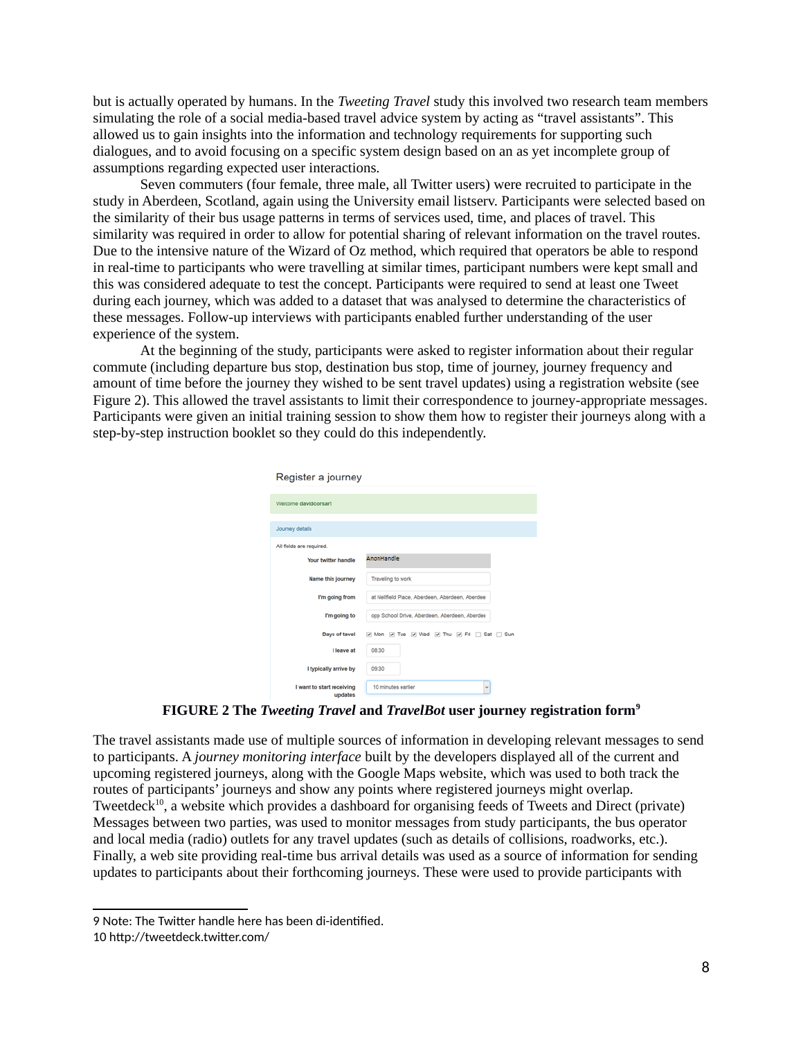but is actually operated by humans. In the *Tweeting Travel* study this involved two research team members simulating the role of a social media-based travel advice system by acting as "travel assistants". This allowed us to gain insights into the information and technology requirements for supporting such dialogues, and to avoid focusing on a specific system design based on an as yet incomplete group of assumptions regarding expected user interactions.

Seven commuters (four female, three male, all Twitter users) were recruited to participate in the study in Aberdeen, Scotland, again using the University email listserv. Participants were selected based on the similarity of their bus usage patterns in terms of services used, time, and places of travel. This similarity was required in order to allow for potential sharing of relevant information on the travel routes. Due to the intensive nature of the Wizard of Oz method, which required that operators be able to respond in real-time to participants who were travelling at similar times, participant numbers were kept small and this was considered adequate to test the concept. Participants were required to send at least one Tweet during each journey, which was added to a dataset that was analysed to determine the characteristics of these messages. Follow-up interviews with participants enabled further understanding of the user experience of the system.

At the beginning of the study, participants were asked to register information about their regular commute (including departure bus stop, destination bus stop, time of journey, journey frequency and amount of time before the journey they wished to be sent travel updates) using a registration website (see Figure 2). This allowed the travel assistants to limit their correspondence to journey-appropriate messages. Participants were given an initial training session to show them how to register their journeys along with a step-by-step instruction booklet so they could do this independently.

Register a journey

Welcome davidcorsar!

Journey details

All fields are required.

| | |
|---|---|
| Your twitter handle | AnonHandle |
| Name this journey | Traveling to work |
| I'm going from | at Nellfield Place, Aberdeen, Aberdeen, Aberdee |
| I'm going to | opp School Drive, Aberdeen, Aberdeen, Aberdee |
| Days of tavel | ☑ Mon ☑ Tue ☑ Wed ☑ Thu ☑ Fri ☐ Sat ☐ Sun |
| I leave at | 08:30 |
| I typically arrive by | 09:30 |
| I want to start receiving updates | 10 minutes earlier |

**FIGURE 2 The *Tweeting Travel* and *TravelBot* user journey registration form**[9]

The travel assistants made use of multiple sources of information in developing relevant messages to send to participants. A *journey monitoring interface* built by the developers displayed all of the current and upcoming registered journeys, along with the Google Maps website, which was used to both track the routes of participants' journeys and show any points where registered journeys might overlap. Tweetdeck[10], a website which provides a dashboard for organising feeds of Tweets and Direct (private) Messages between two parties, was used to monitor messages from study participants, the bus operator and local media (radio) outlets for any travel updates (such as details of collisions, roadworks, etc.). Finally, a web site providing real-time bus arrival details was used as a source of information for sending updates to participants about their forthcoming journeys. These were used to provide participants with

9 Note: The Twitter handle here has been di-identified.

10 http://tweetdeck.twitter.com/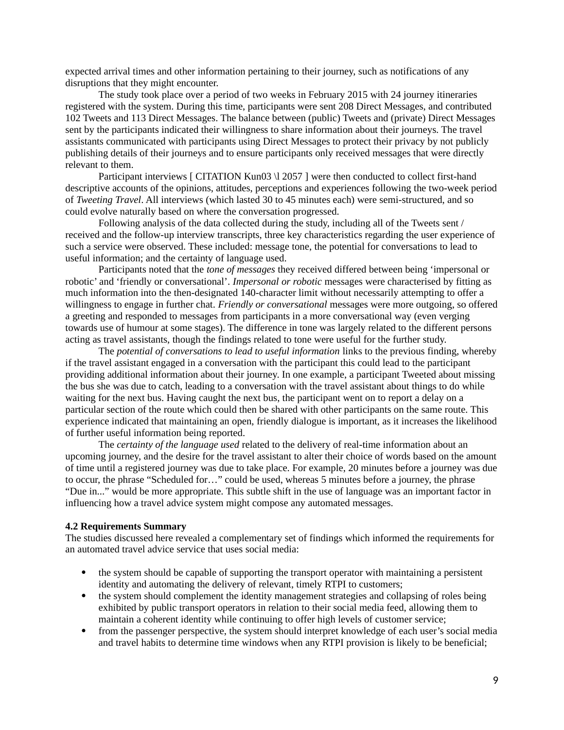expected arrival times and other information pertaining to their journey, such as notifications of any disruptions that they might encounter.

The study took place over a period of two weeks in February 2015 with 24 journey itineraries registered with the system. During this time, participants were sent 208 Direct Messages, and contributed 102 Tweets and 113 Direct Messages. The balance between (public) Tweets and (private) Direct Messages sent by the participants indicated their willingness to share information about their journeys. The travel assistants communicated with participants using Direct Messages to protect their privacy by not publicly publishing details of their journeys and to ensure participants only received messages that were directly relevant to them.

Participant interviews [ CITATION Kun03 \l 2057 ] were then conducted to collect first-hand descriptive accounts of the opinions, attitudes, perceptions and experiences following the two-week period of *Tweeting Travel*. All interviews (which lasted 30 to 45 minutes each) were semi-structured, and so could evolve naturally based on where the conversation progressed.

Following analysis of the data collected during the study, including all of the Tweets sent / received and the follow-up interview transcripts, three key characteristics regarding the user experience of such a service were observed. These included: message tone, the potential for conversations to lead to useful information; and the certainty of language used.

Participants noted that the *tone of messages* they received differed between being 'impersonal or robotic' and 'friendly or conversational'. *Impersonal or robotic* messages were characterised by fitting as much information into the then-designated 140-character limit without necessarily attempting to offer a willingness to engage in further chat. *Friendly or conversational* messages were more outgoing, so offered a greeting and responded to messages from participants in a more conversational way (even verging towards use of humour at some stages). The difference in tone was largely related to the different persons acting as travel assistants, though the findings related to tone were useful for the further study.

The *potential of conversations to lead to useful information* links to the previous finding, whereby if the travel assistant engaged in a conversation with the participant this could lead to the participant providing additional information about their journey. In one example, a participant Tweeted about missing the bus she was due to catch, leading to a conversation with the travel assistant about things to do while waiting for the next bus. Having caught the next bus, the participant went on to report a delay on a particular section of the route which could then be shared with other participants on the same route. This experience indicated that maintaining an open, friendly dialogue is important, as it increases the likelihood of further useful information being reported.

The *certainty of the language used* related to the delivery of real-time information about an upcoming journey, and the desire for the travel assistant to alter their choice of words based on the amount of time until a registered journey was due to take place. For example, 20 minutes before a journey was due to occur, the phrase "Scheduled for…" could be used, whereas 5 minutes before a journey, the phrase "Due in..." would be more appropriate. This subtle shift in the use of language was an important factor in influencing how a travel advice system might compose any automated messages.

**4.2 Requirements Summary**

The studies discussed here revealed a complementary set of findings which informed the requirements for an automated travel advice service that uses social media:

- the system should be capable of supporting the transport operator with maintaining a persistent identity and automating the delivery of relevant, timely RTPI to customers;
- the system should complement the identity management strategies and collapsing of roles being exhibited by public transport operators in relation to their social media feed, allowing them to maintain a coherent identity while continuing to offer high levels of customer service;
- from the passenger perspective, the system should interpret knowledge of each user's social media and travel habits to determine time windows when any RTPI provision is likely to be beneficial;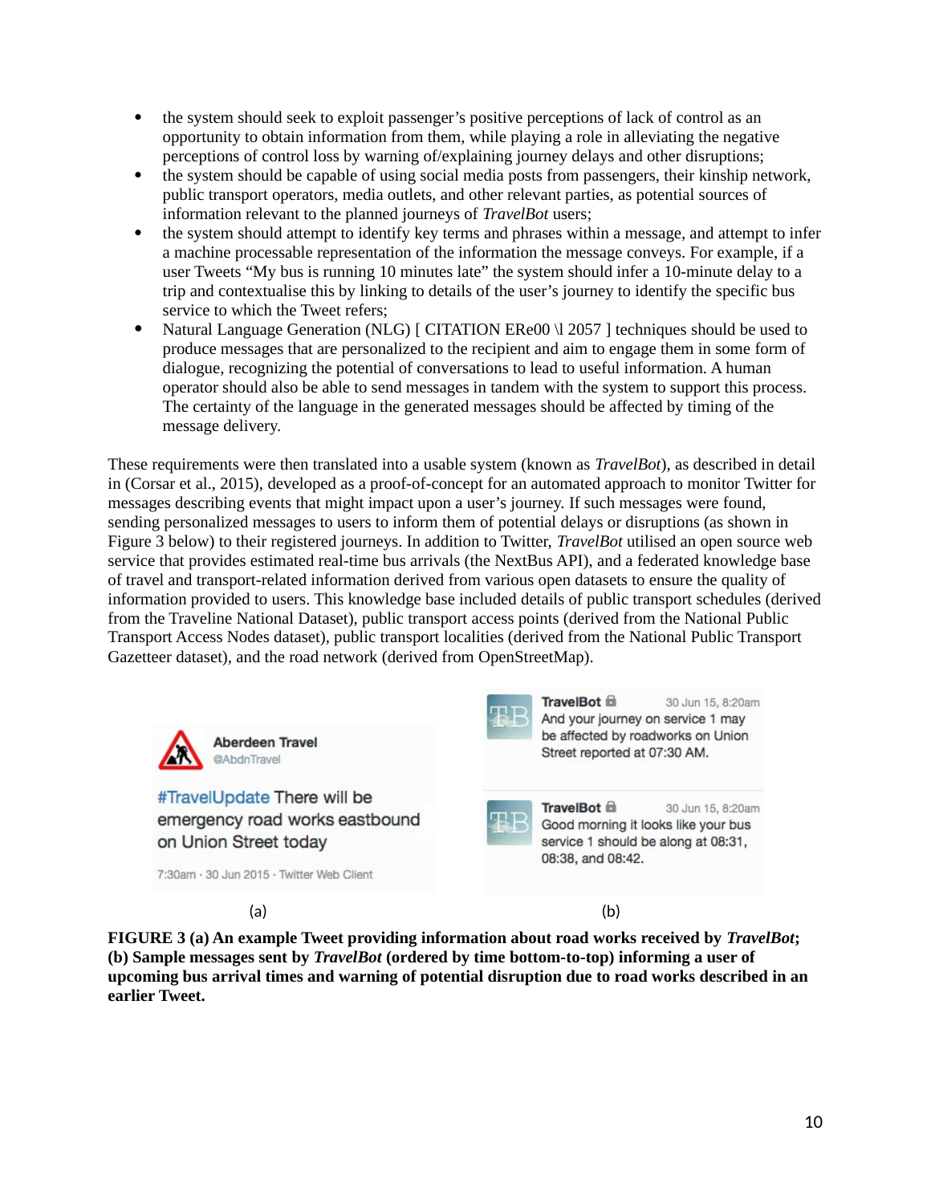- the system should seek to exploit passenger's positive perceptions of lack of control as an opportunity to obtain information from them, while playing a role in alleviating the negative perceptions of control loss by warning of/explaining journey delays and other disruptions;
- the system should be capable of using social media posts from passengers, their kinship network, public transport operators, media outlets, and other relevant parties, as potential sources of information relevant to the planned journeys of *TravelBot* users;
- the system should attempt to identify key terms and phrases within a message, and attempt to infer a machine processable representation of the information the message conveys. For example, if a user Tweets "My bus is running 10 minutes late" the system should infer a 10-minute delay to a trip and contextualise this by linking to details of the user's journey to identify the specific bus service to which the Tweet refers;
- Natural Language Generation (NLG) [ CITATION ERe00 \l 2057 ] techniques should be used to produce messages that are personalized to the recipient and aim to engage them in some form of dialogue, recognizing the potential of conversations to lead to useful information. A human operator should also be able to send messages in tandem with the system to support this process. The certainty of the language in the generated messages should be affected by timing of the message delivery.

These requirements were then translated into a usable system (known as *TravelBot*), as described in detail in (Corsar et al., 2015), developed as a proof-of-concept for an automated approach to monitor Twitter for messages describing events that might impact upon a user's journey. If such messages were found, sending personalized messages to users to inform them of potential delays or disruptions (as shown in Figure 3 below) to their registered journeys. In addition to Twitter, *TravelBot* utilised an open source web service that provides estimated real-time bus arrivals (the NextBus API), and a federated knowledge base of travel and transport-related information derived from various open datasets to ensure the quality of information provided to users. This knowledge base included details of public transport schedules (derived from the Traveline National Dataset), public transport access points (derived from the National Public Transport Access Nodes dataset), public transport localities (derived from the National Public Transport Gazetteer dataset), and the road network (derived from OpenStreetMap).

Aberdeen Travel
@AbdnTravel

#TravelUpdate There will be emergency road works eastbound on Union Street today

7:30am · 30 Jun 2015 · Twitter Web Client

(a)

TravelBot 30 Jun 15, 8:20am
And your journey on service 1 may be affected by roadworks on Union Street reported at 07:30 AM.

TravelBot 30 Jun 15, 8:20am
Good morning it looks like your bus service 1 should be along at 08:31, 08:38, and 08:42.

(b)

**FIGURE 3 (a) An example Tweet providing information about road works received by *TravelBot*; (b) Sample messages sent by *TravelBot* (ordered by time bottom-to-top) informing a user of upcoming bus arrival times and warning of potential disruption due to road works described in an earlier Tweet.**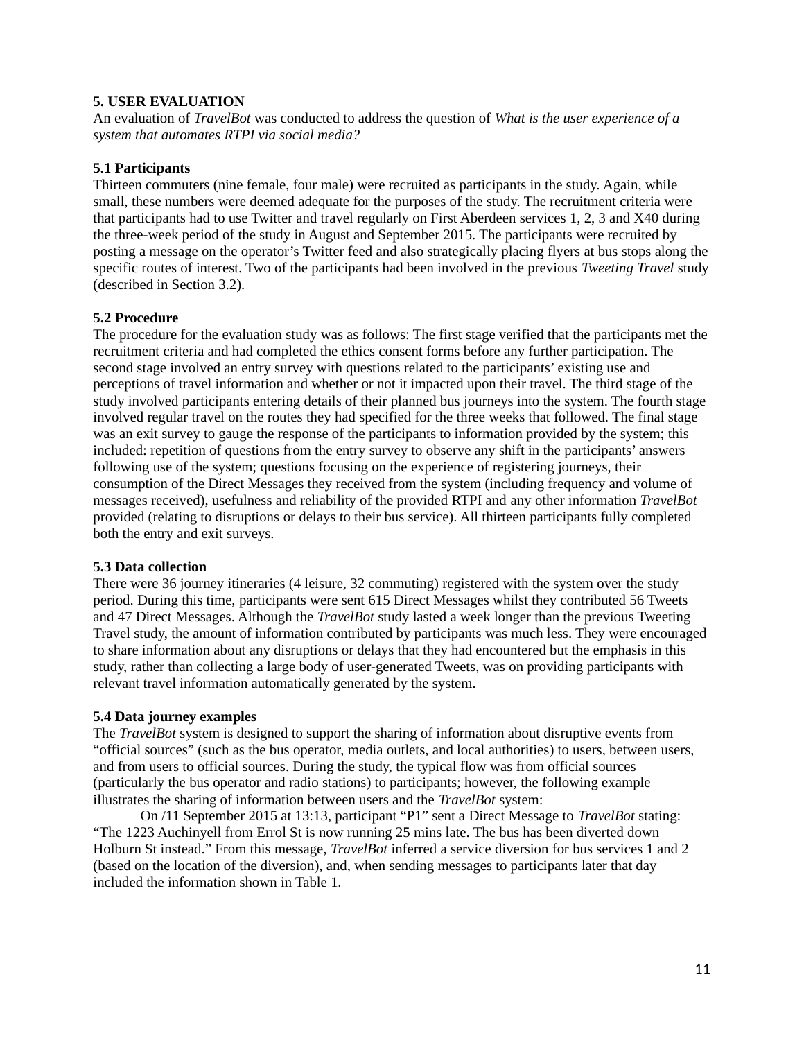## 5. USER EVALUATION

An evaluation of *TravelBot* was conducted to address the question of *What is the user experience of a system that automates RTPI via social media?*

### 5.1 Participants

Thirteen commuters (nine female, four male) were recruited as participants in the study. Again, while small, these numbers were deemed adequate for the purposes of the study. The recruitment criteria were that participants had to use Twitter and travel regularly on First Aberdeen services 1, 2, 3 and X40 during the three-week period of the study in August and September 2015. The participants were recruited by posting a message on the operator's Twitter feed and also strategically placing flyers at bus stops along the specific routes of interest. Two of the participants had been involved in the previous *Tweeting Travel* study (described in Section 3.2).

### 5.2 Procedure

The procedure for the evaluation study was as follows: The first stage verified that the participants met the recruitment criteria and had completed the ethics consent forms before any further participation. The second stage involved an entry survey with questions related to the participants' existing use and perceptions of travel information and whether or not it impacted upon their travel. The third stage of the study involved participants entering details of their planned bus journeys into the system. The fourth stage involved regular travel on the routes they had specified for the three weeks that followed. The final stage was an exit survey to gauge the response of the participants to information provided by the system; this included: repetition of questions from the entry survey to observe any shift in the participants' answers following use of the system; questions focusing on the experience of registering journeys, their consumption of the Direct Messages they received from the system (including frequency and volume of messages received), usefulness and reliability of the provided RTPI and any other information *TravelBot* provided (relating to disruptions or delays to their bus service). All thirteen participants fully completed both the entry and exit surveys.

### 5.3 Data collection

There were 36 journey itineraries (4 leisure, 32 commuting) registered with the system over the study period. During this time, participants were sent 615 Direct Messages whilst they contributed 56 Tweets and 47 Direct Messages. Although the *TravelBot* study lasted a week longer than the previous Tweeting Travel study, the amount of information contributed by participants was much less. They were encouraged to share information about any disruptions or delays that they had encountered but the emphasis in this study, rather than collecting a large body of user-generated Tweets, was on providing participants with relevant travel information automatically generated by the system.

### 5.4 Data journey examples

The *TravelBot* system is designed to support the sharing of information about disruptive events from "official sources" (such as the bus operator, media outlets, and local authorities) to users, between users, and from users to official sources. During the study, the typical flow was from official sources (particularly the bus operator and radio stations) to participants; however, the following example illustrates the sharing of information between users and the *TravelBot* system:

On /11 September 2015 at 13:13, participant "P1" sent a Direct Message to *TravelBot* stating: "The 1223 Auchinyell from Errol St is now running 25 mins late. The bus has been diverted down Holburn St instead." From this message, *TravelBot* inferred a service diversion for bus services 1 and 2 (based on the location of the diversion), and, when sending messages to participants later that day included the information shown in Table 1.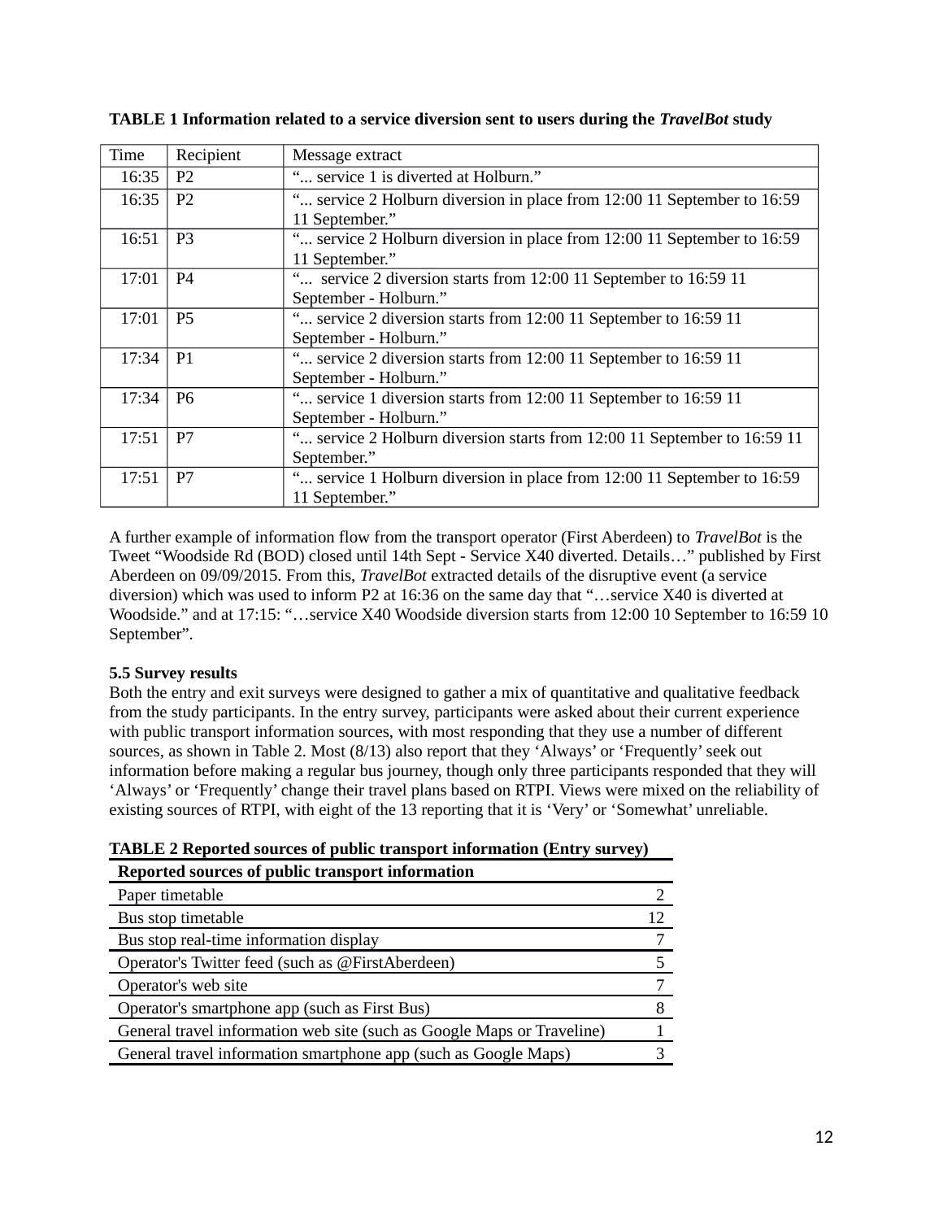**TABLE 1 Information related to a service diversion sent to users during the *TravelBot* study**

| Time | Recipient | Message extract |
|---|---|---|
| 16:35 | P2 | "... service 1 is diverted at Holburn." |
| 16:35 | P2 | "... service 2 Holburn diversion in place from 12:00 11 September to 16:59 11 September." |
| 16:51 | P3 | "... service 2 Holburn diversion in place from 12:00 11 September to 16:59 11 September." |
| 17:01 | P4 | "... service 2 diversion starts from 12:00 11 September to 16:59 11 September - Holburn." |
| 17:01 | P5 | "... service 2 diversion starts from 12:00 11 September to 16:59 11 September - Holburn." |
| 17:34 | P1 | "... service 2 diversion starts from 12:00 11 September to 16:59 11 September - Holburn." |
| 17:34 | P6 | "... service 1 diversion starts from 12:00 11 September to 16:59 11 September - Holburn." |
| 17:51 | P7 | "... service 2 Holburn diversion starts from 12:00 11 September to 16:59 11 September." |
| 17:51 | P7 | "... service 1 Holburn diversion in place from 12:00 11 September to 16:59 11 September." |

A further example of information flow from the transport operator (First Aberdeen) to *TravelBot* is the Tweet "Woodside Rd (BOD) closed until 14th Sept - Service X40 diverted. Details…" published by First Aberdeen on 09/09/2015. From this, *TravelBot* extracted details of the disruptive event (a service diversion) which was used to inform P2 at 16:36 on the same day that "…service X40 is diverted at Woodside." and at 17:15: "…service X40 Woodside diversion starts from 12:00 10 September to 16:59 10 September".

**5.5 Survey results**

Both the entry and exit surveys were designed to gather a mix of quantitative and qualitative feedback from the study participants. In the entry survey, participants were asked about their current experience with public transport information sources, with most responding that they use a number of different sources, as shown in Table 2. Most (8/13) also report that they 'Always' or 'Frequently' seek out information before making a regular bus journey, though only three participants responded that they will 'Always' or 'Frequently' change their travel plans based on RTPI. Views were mixed on the reliability of existing sources of RTPI, with eight of the 13 reporting that it is 'Very' or 'Somewhat' unreliable.

**TABLE 2 Reported sources of public transport information (Entry survey)**

| Reported sources of public transport information | |
|---|---|
| Paper timetable | 2 |
| Bus stop timetable | 12 |
| Bus stop real-time information display | 7 |
| Operator's Twitter feed (such as @FirstAberdeen) | 5 |
| Operator's web site | 7 |
| Operator's smartphone app (such as First Bus) | 8 |
| General travel information web site (such as Google Maps or Traveline) | 1 |
| General travel information smartphone app (such as Google Maps) | 3 |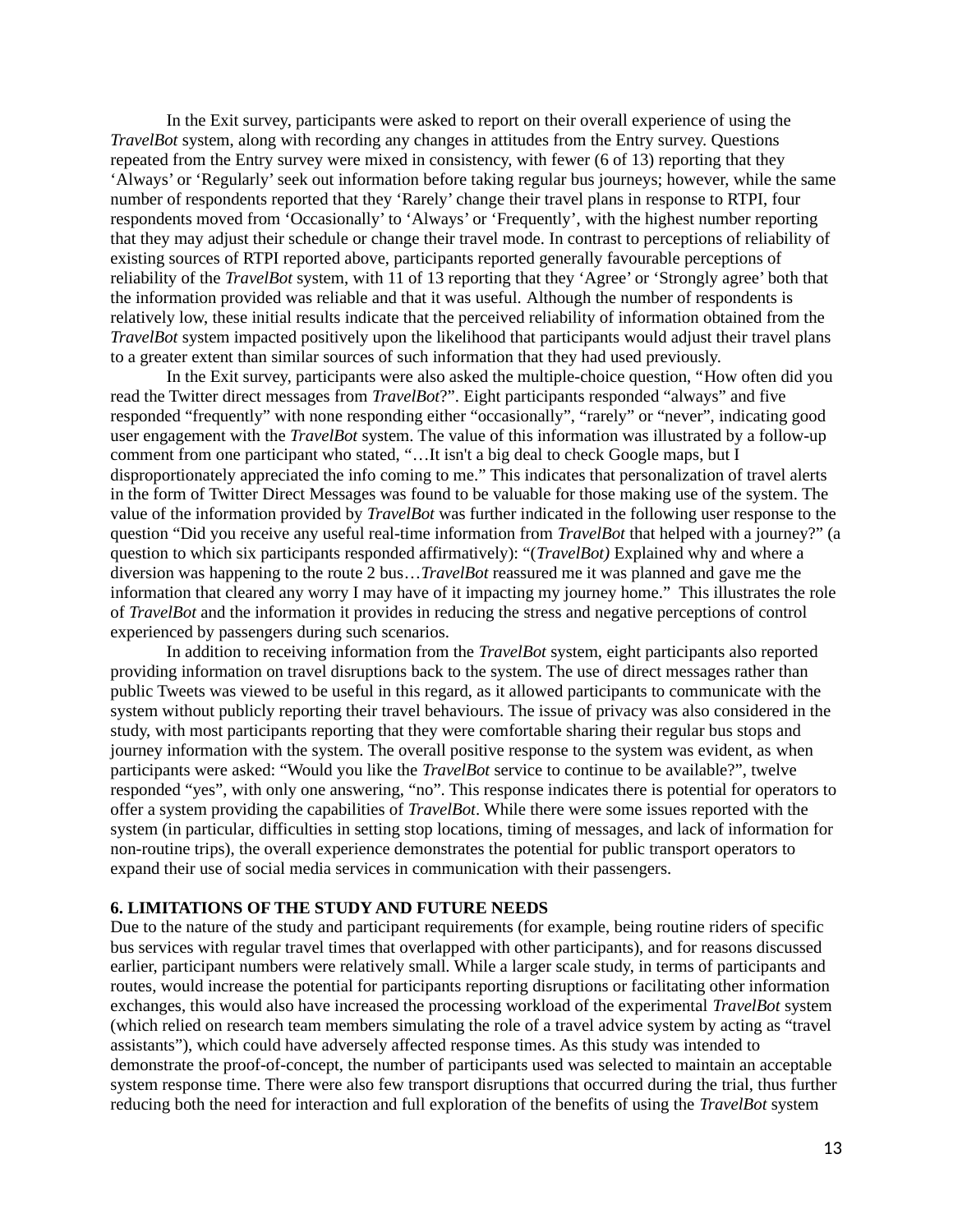In the Exit survey, participants were asked to report on their overall experience of using the *TravelBot* system, along with recording any changes in attitudes from the Entry survey. Questions repeated from the Entry survey were mixed in consistency, with fewer (6 of 13) reporting that they 'Always' or 'Regularly' seek out information before taking regular bus journeys; however, while the same number of respondents reported that they 'Rarely' change their travel plans in response to RTPI, four respondents moved from 'Occasionally' to 'Always' or 'Frequently', with the highest number reporting that they may adjust their schedule or change their travel mode. In contrast to perceptions of reliability of existing sources of RTPI reported above, participants reported generally favourable perceptions of reliability of the *TravelBot* system, with 11 of 13 reporting that they 'Agree' or 'Strongly agree' both that the information provided was reliable and that it was useful. Although the number of respondents is relatively low, these initial results indicate that the perceived reliability of information obtained from the *TravelBot* system impacted positively upon the likelihood that participants would adjust their travel plans to a greater extent than similar sources of such information that they had used previously.

In the Exit survey, participants were also asked the multiple-choice question, "How often did you read the Twitter direct messages from *TravelBot*?". Eight participants responded "always" and five responded "frequently" with none responding either "occasionally", "rarely" or "never", indicating good user engagement with the *TravelBot* system. The value of this information was illustrated by a follow-up comment from one participant who stated, "…It isn't a big deal to check Google maps, but I disproportionately appreciated the info coming to me." This indicates that personalization of travel alerts in the form of Twitter Direct Messages was found to be valuable for those making use of the system. The value of the information provided by *TravelBot* was further indicated in the following user response to the question "Did you receive any useful real-time information from *TravelBot* that helped with a journey?" (a question to which six participants responded affirmatively): "(*TravelBot)* Explained why and where a diversion was happening to the route 2 bus…*TravelBot* reassured me it was planned and gave me the information that cleared any worry I may have of it impacting my journey home." This illustrates the role of *TravelBot* and the information it provides in reducing the stress and negative perceptions of control experienced by passengers during such scenarios.

In addition to receiving information from the *TravelBot* system, eight participants also reported providing information on travel disruptions back to the system. The use of direct messages rather than public Tweets was viewed to be useful in this regard, as it allowed participants to communicate with the system without publicly reporting their travel behaviours. The issue of privacy was also considered in the study, with most participants reporting that they were comfortable sharing their regular bus stops and journey information with the system. The overall positive response to the system was evident, as when participants were asked: "Would you like the *TravelBot* service to continue to be available?", twelve responded "yes", with only one answering, "no". This response indicates there is potential for operators to offer a system providing the capabilities of *TravelBot*. While there were some issues reported with the system (in particular, difficulties in setting stop locations, timing of messages, and lack of information for non-routine trips), the overall experience demonstrates the potential for public transport operators to expand their use of social media services in communication with their passengers.

## 6. LIMITATIONS OF THE STUDY AND FUTURE NEEDS

Due to the nature of the study and participant requirements (for example, being routine riders of specific bus services with regular travel times that overlapped with other participants), and for reasons discussed earlier, participant numbers were relatively small. While a larger scale study, in terms of participants and routes, would increase the potential for participants reporting disruptions or facilitating other information exchanges, this would also have increased the processing workload of the experimental *TravelBot* system (which relied on research team members simulating the role of a travel advice system by acting as "travel assistants"), which could have adversely affected response times. As this study was intended to demonstrate the proof-of-concept, the number of participants used was selected to maintain an acceptable system response time. There were also few transport disruptions that occurred during the trial, thus further reducing both the need for interaction and full exploration of the benefits of using the *TravelBot* system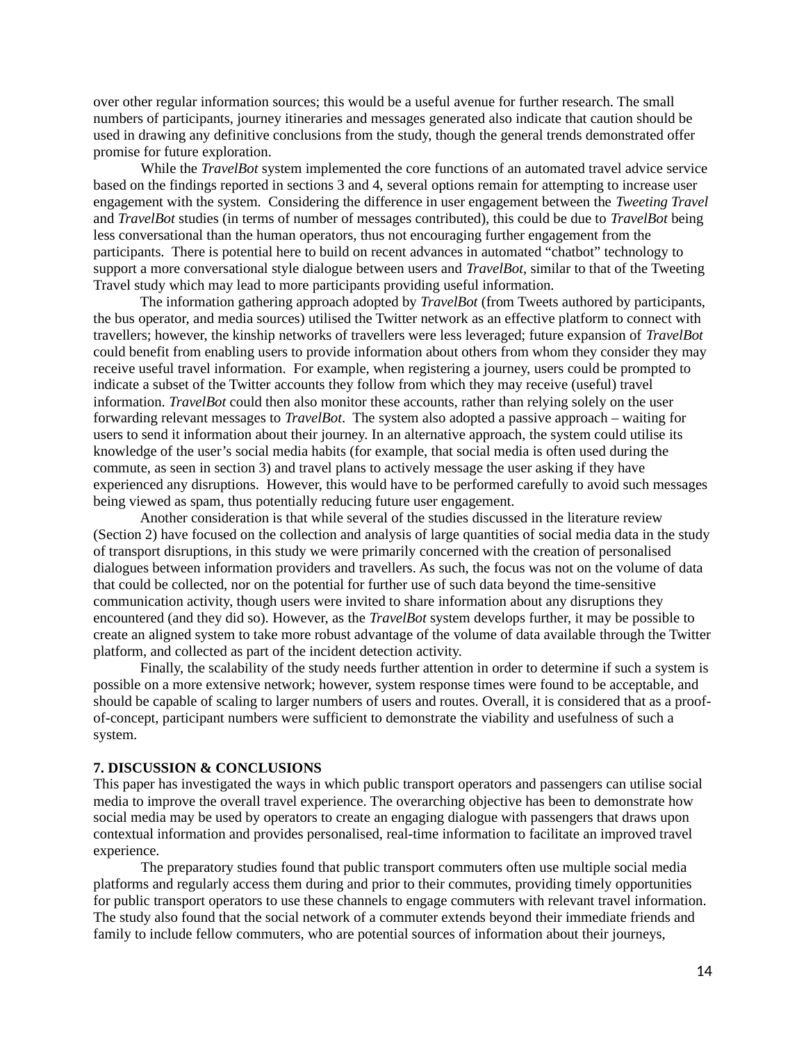over other regular information sources; this would be a useful avenue for further research. The small numbers of participants, journey itineraries and messages generated also indicate that caution should be used in drawing any definitive conclusions from the study, though the general trends demonstrated offer promise for future exploration.

While the *TravelBot* system implemented the core functions of an automated travel advice service based on the findings reported in sections 3 and 4, several options remain for attempting to increase user engagement with the system. Considering the difference in user engagement between the *Tweeting Travel* and *TravelBot* studies (in terms of number of messages contributed), this could be due to *TravelBot* being less conversational than the human operators, thus not encouraging further engagement from the participants. There is potential here to build on recent advances in automated "chatbot" technology to support a more conversational style dialogue between users and *TravelBot*, similar to that of the Tweeting Travel study which may lead to more participants providing useful information.

The information gathering approach adopted by *TravelBot* (from Tweets authored by participants, the bus operator, and media sources) utilised the Twitter network as an effective platform to connect with travellers; however, the kinship networks of travellers were less leveraged; future expansion of *TravelBot* could benefit from enabling users to provide information about others from whom they consider they may receive useful travel information. For example, when registering a journey, users could be prompted to indicate a subset of the Twitter accounts they follow from which they may receive (useful) travel information. *TravelBot* could then also monitor these accounts, rather than relying solely on the user forwarding relevant messages to *TravelBot*. The system also adopted a passive approach – waiting for users to send it information about their journey. In an alternative approach, the system could utilise its knowledge of the user's social media habits (for example, that social media is often used during the commute, as seen in section 3) and travel plans to actively message the user asking if they have experienced any disruptions. However, this would have to be performed carefully to avoid such messages being viewed as spam, thus potentially reducing future user engagement.

Another consideration is that while several of the studies discussed in the literature review (Section 2) have focused on the collection and analysis of large quantities of social media data in the study of transport disruptions, in this study we were primarily concerned with the creation of personalised dialogues between information providers and travellers. As such, the focus was not on the volume of data that could be collected, nor on the potential for further use of such data beyond the time-sensitive communication activity, though users were invited to share information about any disruptions they encountered (and they did so). However, as the *TravelBot* system develops further, it may be possible to create an aligned system to take more robust advantage of the volume of data available through the Twitter platform, and collected as part of the incident detection activity.

Finally, the scalability of the study needs further attention in order to determine if such a system is possible on a more extensive network; however, system response times were found to be acceptable, and should be capable of scaling to larger numbers of users and routes. Overall, it is considered that as a proof-of-concept, participant numbers were sufficient to demonstrate the viability and usefulness of such a system.

## 7. DISCUSSION & CONCLUSIONS

This paper has investigated the ways in which public transport operators and passengers can utilise social media to improve the overall travel experience. The overarching objective has been to demonstrate how social media may be used by operators to create an engaging dialogue with passengers that draws upon contextual information and provides personalised, real-time information to facilitate an improved travel experience.

The preparatory studies found that public transport commuters often use multiple social media platforms and regularly access them during and prior to their commutes, providing timely opportunities for public transport operators to use these channels to engage commuters with relevant travel information. The study also found that the social network of a commuter extends beyond their immediate friends and family to include fellow commuters, who are potential sources of information about their journeys,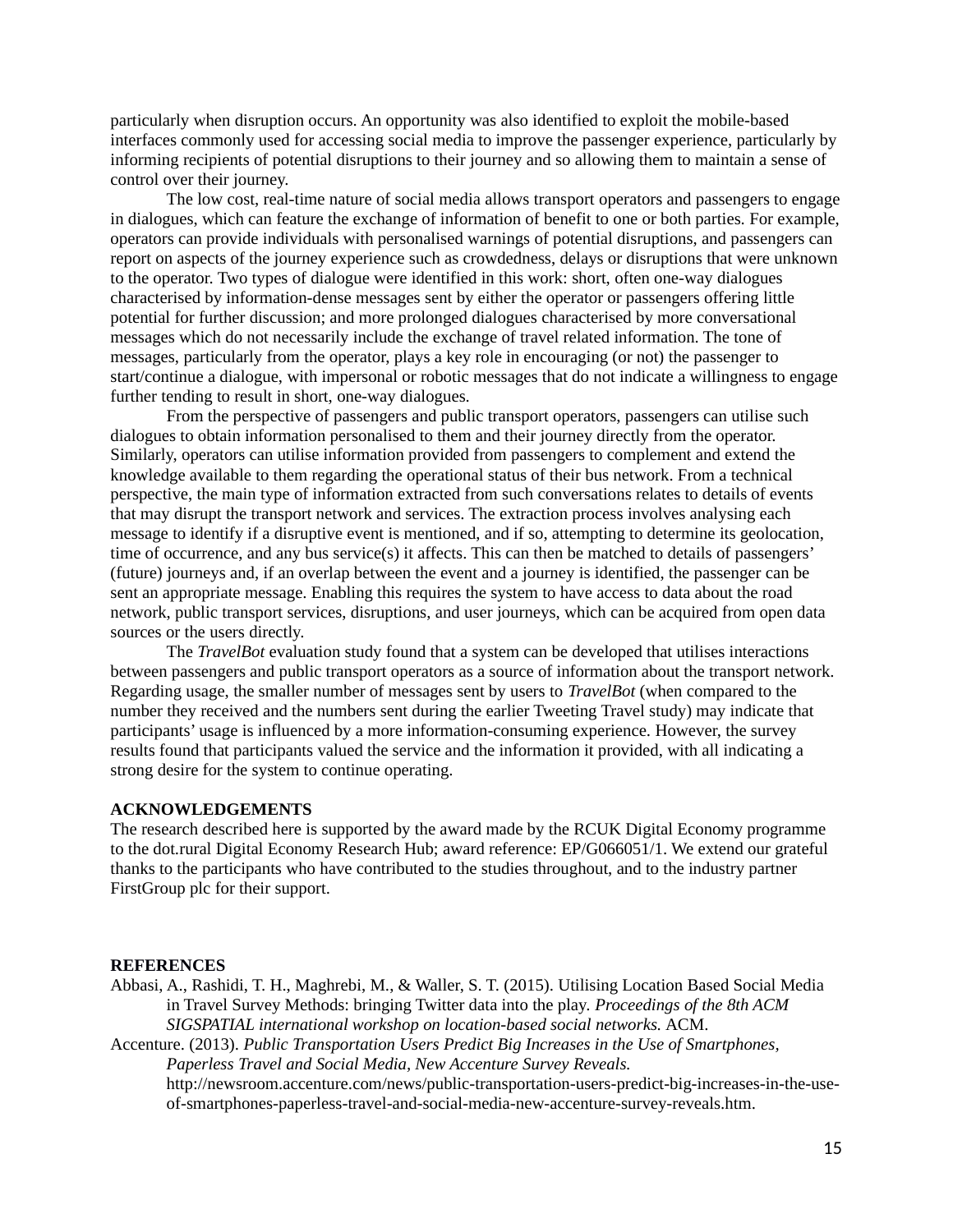particularly when disruption occurs. An opportunity was also identified to exploit the mobile-based interfaces commonly used for accessing social media to improve the passenger experience, particularly by informing recipients of potential disruptions to their journey and so allowing them to maintain a sense of control over their journey.

The low cost, real-time nature of social media allows transport operators and passengers to engage in dialogues, which can feature the exchange of information of benefit to one or both parties. For example, operators can provide individuals with personalised warnings of potential disruptions, and passengers can report on aspects of the journey experience such as crowdedness, delays or disruptions that were unknown to the operator. Two types of dialogue were identified in this work: short, often one-way dialogues characterised by information-dense messages sent by either the operator or passengers offering little potential for further discussion; and more prolonged dialogues characterised by more conversational messages which do not necessarily include the exchange of travel related information. The tone of messages, particularly from the operator, plays a key role in encouraging (or not) the passenger to start/continue a dialogue, with impersonal or robotic messages that do not indicate a willingness to engage further tending to result in short, one-way dialogues.

From the perspective of passengers and public transport operators, passengers can utilise such dialogues to obtain information personalised to them and their journey directly from the operator. Similarly, operators can utilise information provided from passengers to complement and extend the knowledge available to them regarding the operational status of their bus network. From a technical perspective, the main type of information extracted from such conversations relates to details of events that may disrupt the transport network and services. The extraction process involves analysing each message to identify if a disruptive event is mentioned, and if so, attempting to determine its geolocation, time of occurrence, and any bus service(s) it affects. This can then be matched to details of passengers' (future) journeys and, if an overlap between the event and a journey is identified, the passenger can be sent an appropriate message. Enabling this requires the system to have access to data about the road network, public transport services, disruptions, and user journeys, which can be acquired from open data sources or the users directly.

The *TravelBot* evaluation study found that a system can be developed that utilises interactions between passengers and public transport operators as a source of information about the transport network. Regarding usage, the smaller number of messages sent by users to *TravelBot* (when compared to the number they received and the numbers sent during the earlier Tweeting Travel study) may indicate that participants' usage is influenced by a more information-consuming experience. However, the survey results found that participants valued the service and the information it provided, with all indicating a strong desire for the system to continue operating.

## ACKNOWLEDGEMENTS

The research described here is supported by the award made by the RCUK Digital Economy programme to the dot.rural Digital Economy Research Hub; award reference: EP/G066051/1. We extend our grateful thanks to the participants who have contributed to the studies throughout, and to the industry partner FirstGroup plc for their support.

## REFERENCES

Abbasi, A., Rashidi, T. H., Maghrebi, M., & Waller, S. T. (2015). Utilising Location Based Social Media in Travel Survey Methods: bringing Twitter data into the play. *Proceedings of the 8th ACM SIGSPATIAL international workshop on location-based social networks.* ACM.

Accenture. (2013). *Public Transportation Users Predict Big Increases in the Use of Smartphones, Paperless Travel and Social Media, New Accenture Survey Reveals.* http://newsroom.accenture.com/news/public-transportation-users-predict-big-increases-in-the-use-of-smartphones-paperless-travel-and-social-media-new-accenture-survey-reveals.htm.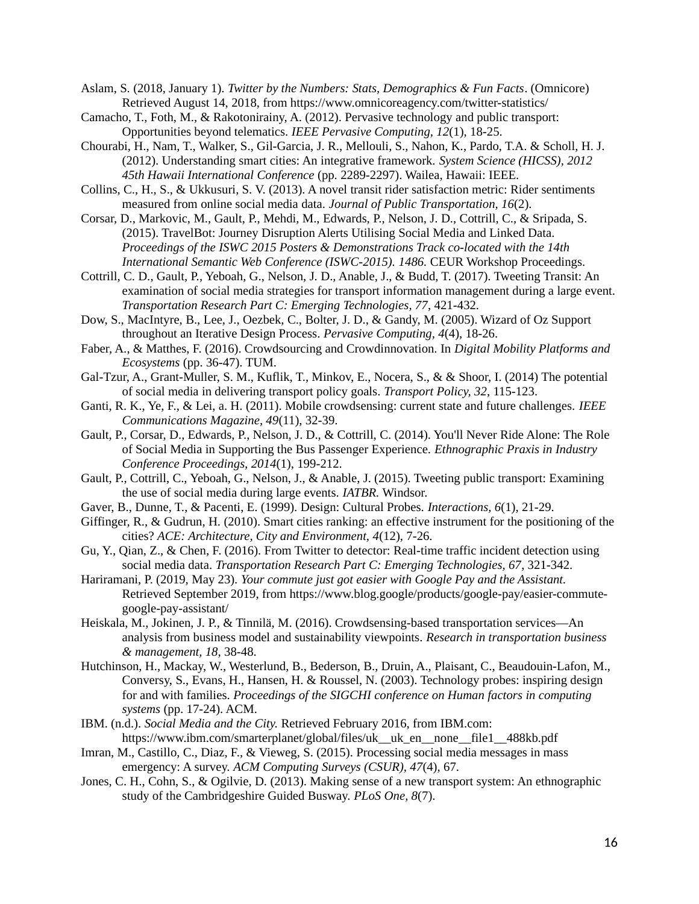Aslam, S. (2018, January 1). *Twitter by the Numbers: Stats, Demographics & Fun Facts*. (Omnicore) Retrieved August 14, 2018, from https://www.omnicoreagency.com/twitter-statistics/

Camacho, T., Foth, M., & Rakotonirainy, A. (2012). Pervasive technology and public transport: Opportunities beyond telematics. *IEEE Pervasive Computing, 12*(1), 18-25.

Chourabi, H., Nam, T., Walker, S., Gil-Garcia, J. R., Mellouli, S., Nahon, K., Pardo, T.A. & Scholl, H. J. (2012). Understanding smart cities: An integrative framework. *System Science (HICSS), 2012 45th Hawaii International Conference* (pp. 2289-2297). Wailea, Hawaii: IEEE.

Collins, C., H., S., & Ukkusuri, S. V. (2013). A novel transit rider satisfaction metric: Rider sentiments measured from online social media data. *Journal of Public Transportation, 16*(2).

Corsar, D., Markovic, M., Gault, P., Mehdi, M., Edwards, P., Nelson, J. D., Cottrill, C., & Sripada, S. (2015). TravelBot: Journey Disruption Alerts Utilising Social Media and Linked Data. *Proceedings of the ISWC 2015 Posters & Demonstrations Track co-located with the 14th International Semantic Web Conference (ISWC-2015). 1486.* CEUR Workshop Proceedings.

Cottrill, C. D., Gault, P., Yeboah, G., Nelson, J. D., Anable, J., & Budd, T. (2017). Tweeting Transit: An examination of social media strategies for transport information management during a large event. *Transportation Research Part C: Emerging Technologies, 77*, 421-432.

Dow, S., MacIntyre, B., Lee, J., Oezbek, C., Bolter, J. D., & Gandy, M. (2005). Wizard of Oz Support throughout an Iterative Design Process. *Pervasive Computing, 4*(4), 18-26.

Faber, A., & Matthes, F. (2016). Crowdsourcing and Crowdinnovation. In *Digital Mobility Platforms and Ecosystems* (pp. 36-47). TUM.

Gal-Tzur, A., Grant-Muller, S. M., Kuflik, T., Minkov, E., Nocera, S., & & Shoor, I. (2014) The potential of social media in delivering transport policy goals. *Transport Policy, 32*, 115-123.

Ganti, R. K., Ye, F., & Lei, a. H. (2011). Mobile crowdsensing: current state and future challenges. *IEEE Communications Magazine, 49*(11), 32-39.

Gault, P., Corsar, D., Edwards, P., Nelson, J. D., & Cottrill, C. (2014). You'll Never Ride Alone: The Role of Social Media in Supporting the Bus Passenger Experience. *Ethnographic Praxis in Industry Conference Proceedings, 2014*(1), 199-212.

Gault, P., Cottrill, C., Yeboah, G., Nelson, J., & Anable, J. (2015). Tweeting public transport: Examining the use of social media during large events. *IATBR.* Windsor.

Gaver, B., Dunne, T., & Pacenti, E. (1999). Design: Cultural Probes. *Interactions, 6*(1), 21-29.

Giffinger, R., & Gudrun, H. (2010). Smart cities ranking: an effective instrument for the positioning of the cities? *ACE: Architecture, City and Environment, 4*(12), 7-26.

Gu, Y., Qian, Z., & Chen, F. (2016). From Twitter to detector: Real-time traffic incident detection using social media data. *Transportation Research Part C: Emerging Technologies, 67*, 321-342.

Hariramani, P. (2019, May 23). *Your commute just got easier with Google Pay and the Assistant.* Retrieved September 2019, from https://www.blog.google/products/google-pay/easier-commute-google-pay-assistant/

Heiskala, M., Jokinen, J. P., & Tinnilä, M. (2016). Crowdsensing-based transportation services—An analysis from business model and sustainability viewpoints. *Research in transportation business & management, 18*, 38-48.

Hutchinson, H., Mackay, W., Westerlund, B., Bederson, B., Druin, A., Plaisant, C., Beaudouin-Lafon, M., Conversy, S., Evans, H., Hansen, H. & Roussel, N. (2003). Technology probes: inspiring design for and with families. *Proceedings of the SIGCHI conference on Human factors in computing systems* (pp. 17-24). ACM.

IBM. (n.d.). *Social Media and the City.* Retrieved February 2016, from IBM.com: https://www.ibm.com/smarterplanet/global/files/uk__uk_en__none__file1__488kb.pdf

Imran, M., Castillo, C., Diaz, F., & Vieweg, S. (2015). Processing social media messages in mass emergency: A survey. *ACM Computing Surveys (CSUR), 47*(4), 67.

Jones, C. H., Cohn, S., & Ogilvie, D. (2013). Making sense of a new transport system: An ethnographic study of the Cambridgeshire Guided Busway. *PLoS One, 8*(7).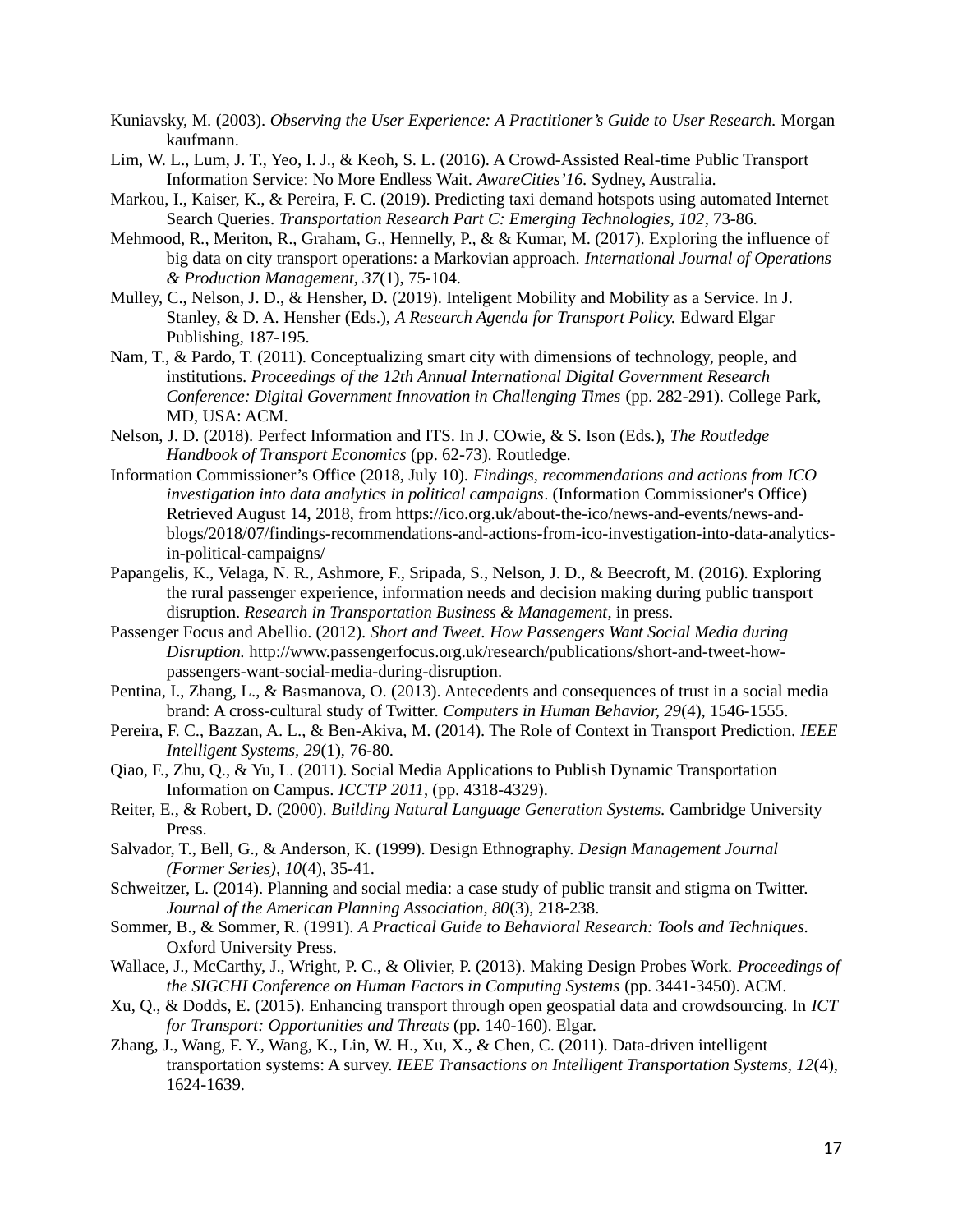Kuniavsky, M. (2003). *Observing the User Experience: A Practitioner's Guide to User Research.* Morgan kaufmann.

Lim, W. L., Lum, J. T., Yeo, I. J., & Keoh, S. L. (2016). A Crowd-Assisted Real-time Public Transport Information Service: No More Endless Wait. *AwareCities'16.* Sydney, Australia.

Markou, I., Kaiser, K., & Pereira, F. C. (2019). Predicting taxi demand hotspots using automated Internet Search Queries. *Transportation Research Part C: Emerging Technologies, 102*, 73-86.

Mehmood, R., Meriton, R., Graham, G., Hennelly, P., & & Kumar, M. (2017). Exploring the influence of big data on city transport operations: a Markovian approach. *International Journal of Operations & Production Management, 37*(1), 75-104.

Mulley, C., Nelson, J. D., & Hensher, D. (2019). Inteligent Mobility and Mobility as a Service. In J. Stanley, & D. A. Hensher (Eds.), *A Research Agenda for Transport Policy.* Edward Elgar Publishing, 187-195.

Nam, T., & Pardo, T. (2011). Conceptualizing smart city with dimensions of technology, people, and institutions. *Proceedings of the 12th Annual International Digital Government Research Conference: Digital Government Innovation in Challenging Times* (pp. 282-291). College Park, MD, USA: ACM.

Nelson, J. D. (2018). Perfect Information and ITS. In J. COwie, & S. Ison (Eds.), *The Routledge Handbook of Transport Economics* (pp. 62-73). Routledge.

Information Commissioner's Office (2018, July 10). *Findings, recommendations and actions from ICO investigation into data analytics in political campaigns*. (Information Commissioner's Office) Retrieved August 14, 2018, from https://ico.org.uk/about-the-ico/news-and-events/news-and-blogs/2018/07/findings-recommendations-and-actions-from-ico-investigation-into-data-analytics-in-political-campaigns/

Papangelis, K., Velaga, N. R., Ashmore, F., Sripada, S., Nelson, J. D., & Beecroft, M. (2016). Exploring the rural passenger experience, information needs and decision making during public transport disruption. *Research in Transportation Business & Management*, in press.

Passenger Focus and Abellio. (2012). *Short and Tweet. How Passengers Want Social Media during Disruption.* http://www.passengerfocus.org.uk/research/publications/short-and-tweet-how-passengers-want-social-media-during-disruption.

Pentina, I., Zhang, L., & Basmanova, O. (2013). Antecedents and consequences of trust in a social media brand: A cross-cultural study of Twitter. *Computers in Human Behavior, 29*(4), 1546-1555.

Pereira, F. C., Bazzan, A. L., & Ben-Akiva, M. (2014). The Role of Context in Transport Prediction. *IEEE Intelligent Systems, 29*(1), 76-80.

Qiao, F., Zhu, Q., & Yu, L. (2011). Social Media Applications to Publish Dynamic Transportation Information on Campus. *ICCTP 2011*, (pp. 4318-4329).

Reiter, E., & Robert, D. (2000). *Building Natural Language Generation Systems.* Cambridge University Press.

Salvador, T., Bell, G., & Anderson, K. (1999). Design Ethnography. *Design Management Journal (Former Series), 10*(4), 35-41.

Schweitzer, L. (2014). Planning and social media: a case study of public transit and stigma on Twitter. *Journal of the American Planning Association, 80*(3), 218-238.

Sommer, B., & Sommer, R. (1991). *A Practical Guide to Behavioral Research: Tools and Techniques.* Oxford University Press.

Wallace, J., McCarthy, J., Wright, P. C., & Olivier, P. (2013). Making Design Probes Work. *Proceedings of the SIGCHI Conference on Human Factors in Computing Systems* (pp. 3441-3450). ACM.

Xu, Q., & Dodds, E. (2015). Enhancing transport through open geospatial data and crowdsourcing. In *ICT for Transport: Opportunities and Threats* (pp. 140-160). Elgar.

Zhang, J., Wang, F. Y., Wang, K., Lin, W. H., Xu, X., & Chen, C. (2011). Data-driven intelligent transportation systems: A survey. *IEEE Transactions on Intelligent Transportation Systems, 12*(4), 1624-1639.